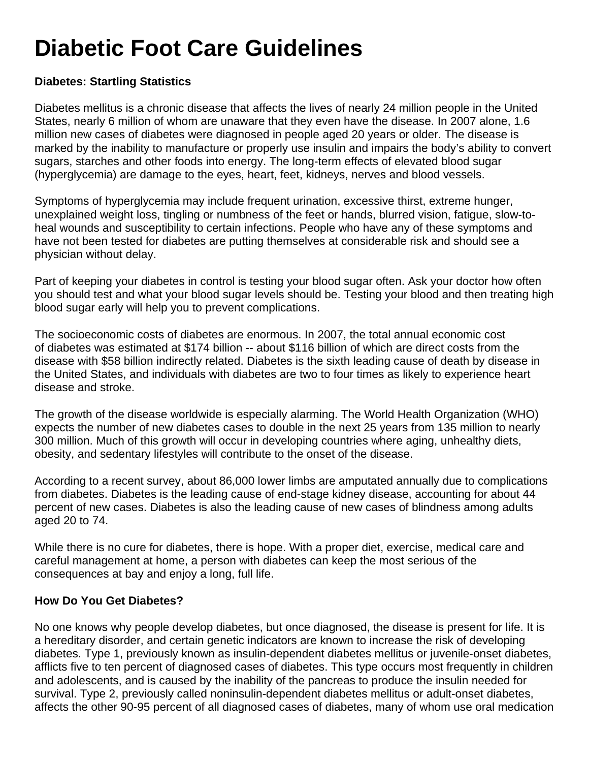# Diabetic Foot Care Guidelines

**Diabetes: Startling Statistics**

Diabetes mellitus is a chronic disease that affects the lives of nearly 24 million people in the United States, nearly 6 million of whom are unaware that they even have the disease. In 2007 alone, 1.6 million new cases of diabetes were diagnosed in people aged 20 years or older. The disease is marked by the inability to manufacture or properly use insulin and impairs the body's ability to convert sugars, starches and other foods into energy. The long-term effects of elevated blood sugar (hyperglycemia) are damage to the eyes, heart, feet, kidneys, nerves and blood vessels.

Symptoms of hyperglycemia may include frequent urination, excessive thirst, extreme hunger, unexplained weight loss, tingling or numbness of the feet or hands, blurred vision, fatigue, slow-to-heal wounds and susceptibility to certain infections. People who have any of these symptoms and have not been tested for diabetes are putting themselves at considerable risk and should see a physician without delay.

Part of keeping your diabetes in control is testing your blood sugar often. Ask your doctor how often you should test and what your blood sugar levels should be. Testing your blood and then treating high blood sugar early will help you to prevent complications.

The socioeconomic costs of diabetes are enormous. In 2007, the total annual economic cost of diabetes was estimated at $174 billion -- about $116 billion of which are direct costs from the disease with $58 billion indirectly related. Diabetes is the sixth leading cause of death by disease in the United States, and individuals with diabetes are two to four times as likely to experience heart disease and stroke.

The growth of the disease worldwide is especially alarming. The World Health Organization (WHO) expects the number of new diabetes cases to double in the next 25 years from 135 million to nearly 300 million. Much of this growth will occur in developing countries where aging, unhealthy diets, obesity, and sedentary lifestyles will contribute to the onset of the disease.

According to a recent survey, about 86,000 lower limbs are amputated annually due to complications from diabetes. Diabetes is the leading cause of end-stage kidney disease, accounting for about 44 percent of new cases. Diabetes is also the leading cause of new cases of blindness among adults aged 20 to 74.

While there is no cure for diabetes, there is hope. With a proper diet, exercise, medical care and careful management at home, a person with diabetes can keep the most serious of the consequences at bay and enjoy a long, full life.

**How Do You Get Diabetes?**

No one knows why people develop diabetes, but once diagnosed, the disease is present for life. It is a hereditary disorder, and certain genetic indicators are known to increase the risk of developing diabetes. Type 1, previously known as insulin-dependent diabetes mellitus or juvenile-onset diabetes, afflicts five to ten percent of diagnosed cases of diabetes. This type occurs most frequently in children and adolescents, and is caused by the inability of the pancreas to produce the insulin needed for survival. Type 2, previously called noninsulin-dependent diabetes mellitus or adult-onset diabetes, affects the other 90-95 percent of all diagnosed cases of diabetes, many of whom use oral medication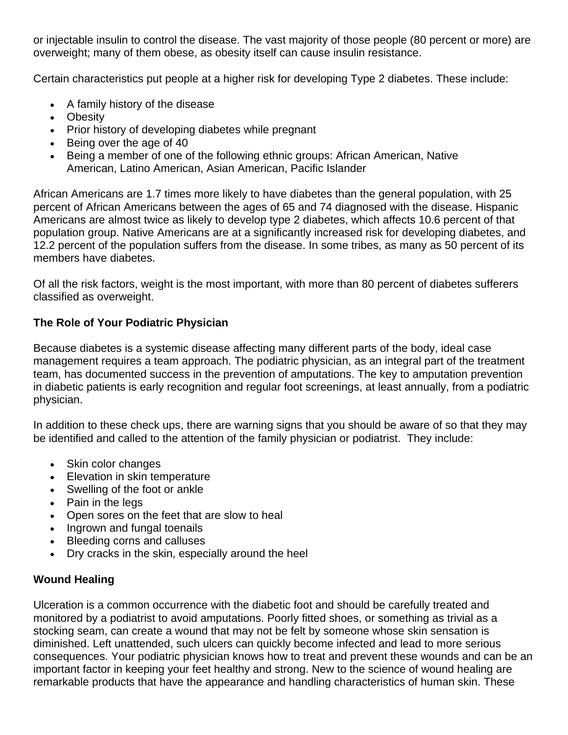or injectable insulin to control the disease. The vast majority of those people (80 percent or more) are overweight; many of them obese, as obesity itself can cause insulin resistance.

Certain characteristics put people at a higher risk for developing Type 2 diabetes. These include:

- A family history of the disease
- Obesity
- Prior history of developing diabetes while pregnant
- Being over the age of 40
- Being a member of one of the following ethnic groups: African American, Native American, Latino American, Asian American, Pacific Islander

African Americans are 1.7 times more likely to have diabetes than the general population, with 25 percent of African Americans between the ages of 65 and 74 diagnosed with the disease. Hispanic Americans are almost twice as likely to develop type 2 diabetes, which affects 10.6 percent of that population group. Native Americans are at a significantly increased risk for developing diabetes, and 12.2 percent of the population suffers from the disease. In some tribes, as many as 50 percent of its members have diabetes.

Of all the risk factors, weight is the most important, with more than 80 percent of diabetes sufferers classified as overweight.

**The Role of Your Podiatric Physician**

Because diabetes is a systemic disease affecting many different parts of the body, ideal case management requires a team approach. The podiatric physician, as an integral part of the treatment team, has documented success in the prevention of amputations. The key to amputation prevention in diabetic patients is early recognition and regular foot screenings, at least annually, from a podiatric physician.

In addition to these check ups, there are warning signs that you should be aware of so that they may be identified and called to the attention of the family physician or podiatrist. They include:

- Skin color changes
- Elevation in skin temperature
- Swelling of the foot or ankle
- Pain in the legs
- Open sores on the feet that are slow to heal
- Ingrown and fungal toenails
- Bleeding corns and calluses
- Dry cracks in the skin, especially around the heel

**Wound Healing**

Ulceration is a common occurrence with the diabetic foot and should be carefully treated and monitored by a podiatrist to avoid amputations. Poorly fitted shoes, or something as trivial as a stocking seam, can create a wound that may not be felt by someone whose skin sensation is diminished. Left unattended, such ulcers can quickly become infected and lead to more serious consequences. Your podiatric physician knows how to treat and prevent these wounds and can be an important factor in keeping your feet healthy and strong. New to the science of wound healing are remarkable products that have the appearance and handling characteristics of human skin. These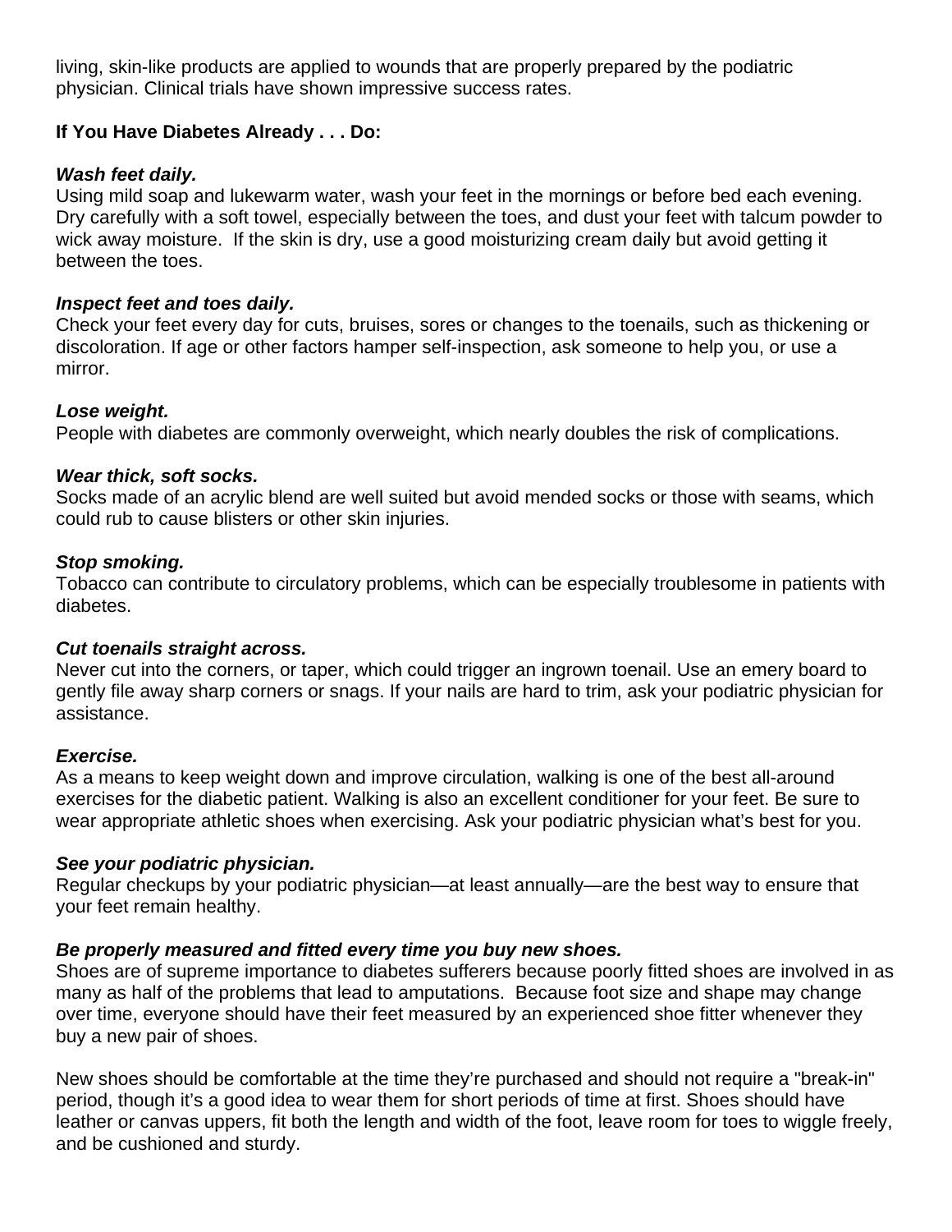living, skin-like products are applied to wounds that are properly prepared by the podiatric physician. Clinical trials have shown impressive success rates.

**If You Have Diabetes Already . . . Do:**

***Wash feet daily.***
Using mild soap and lukewarm water, wash your feet in the mornings or before bed each evening. Dry carefully with a soft towel, especially between the toes, and dust your feet with talcum powder to wick away moisture. If the skin is dry, use a good moisturizing cream daily but avoid getting it between the toes.

***Inspect feet and toes daily.***
Check your feet every day for cuts, bruises, sores or changes to the toenails, such as thickening or discoloration. If age or other factors hamper self-inspection, ask someone to help you, or use a mirror.

***Lose weight.***
People with diabetes are commonly overweight, which nearly doubles the risk of complications.

***Wear thick, soft socks.***
Socks made of an acrylic blend are well suited but avoid mended socks or those with seams, which could rub to cause blisters or other skin injuries.

***Stop smoking.***
Tobacco can contribute to circulatory problems, which can be especially troublesome in patients with diabetes.

***Cut toenails straight across.***
Never cut into the corners, or taper, which could trigger an ingrown toenail. Use an emery board to gently file away sharp corners or snags. If your nails are hard to trim, ask your podiatric physician for assistance.

***Exercise.***
As a means to keep weight down and improve circulation, walking is one of the best all-around exercises for the diabetic patient. Walking is also an excellent conditioner for your feet. Be sure to wear appropriate athletic shoes when exercising. Ask your podiatric physician what's best for you.

***See your podiatric physician.***
Regular checkups by your podiatric physician—at least annually—are the best way to ensure that your feet remain healthy.

***Be properly measured and fitted every time you buy new shoes.***
Shoes are of supreme importance to diabetes sufferers because poorly fitted shoes are involved in as many as half of the problems that lead to amputations. Because foot size and shape may change over time, everyone should have their feet measured by an experienced shoe fitter whenever they buy a new pair of shoes.

New shoes should be comfortable at the time they're purchased and should not require a "break-in" period, though it's a good idea to wear them for short periods of time at first. Shoes should have leather or canvas uppers, fit both the length and width of the foot, leave room for toes to wiggle freely, and be cushioned and sturdy.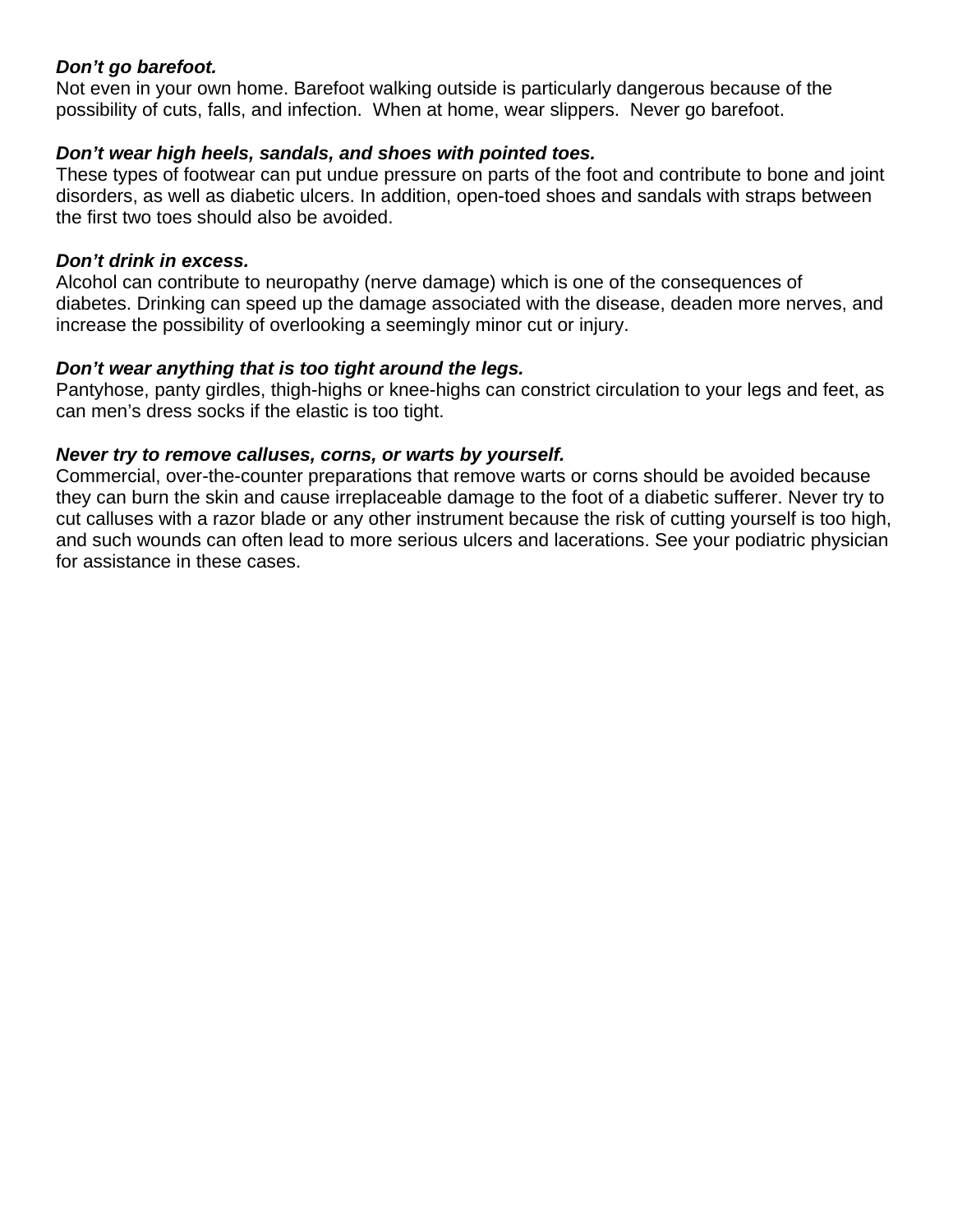***Don't go barefoot.***
Not even in your own home. Barefoot walking outside is particularly dangerous because of the possibility of cuts, falls, and infection. When at home, wear slippers. Never go barefoot.

***Don't wear high heels, sandals, and shoes with pointed toes.***
These types of footwear can put undue pressure on parts of the foot and contribute to bone and joint disorders, as well as diabetic ulcers. In addition, open-toed shoes and sandals with straps between the first two toes should also be avoided.

***Don't drink in excess.***
Alcohol can contribute to neuropathy (nerve damage) which is one of the consequences of diabetes. Drinking can speed up the damage associated with the disease, deaden more nerves, and increase the possibility of overlooking a seemingly minor cut or injury.

***Don't wear anything that is too tight around the legs.***
Pantyhose, panty girdles, thigh-highs or knee-highs can constrict circulation to your legs and feet, as can men's dress socks if the elastic is too tight.

***Never try to remove calluses, corns, or warts by yourself.***
Commercial, over-the-counter preparations that remove warts or corns should be avoided because they can burn the skin and cause irreplaceable damage to the foot of a diabetic sufferer. Never try to cut calluses with a razor blade or any other instrument because the risk of cutting yourself is too high, and such wounds can often lead to more serious ulcers and lacerations. See your podiatric physician for assistance in these cases.